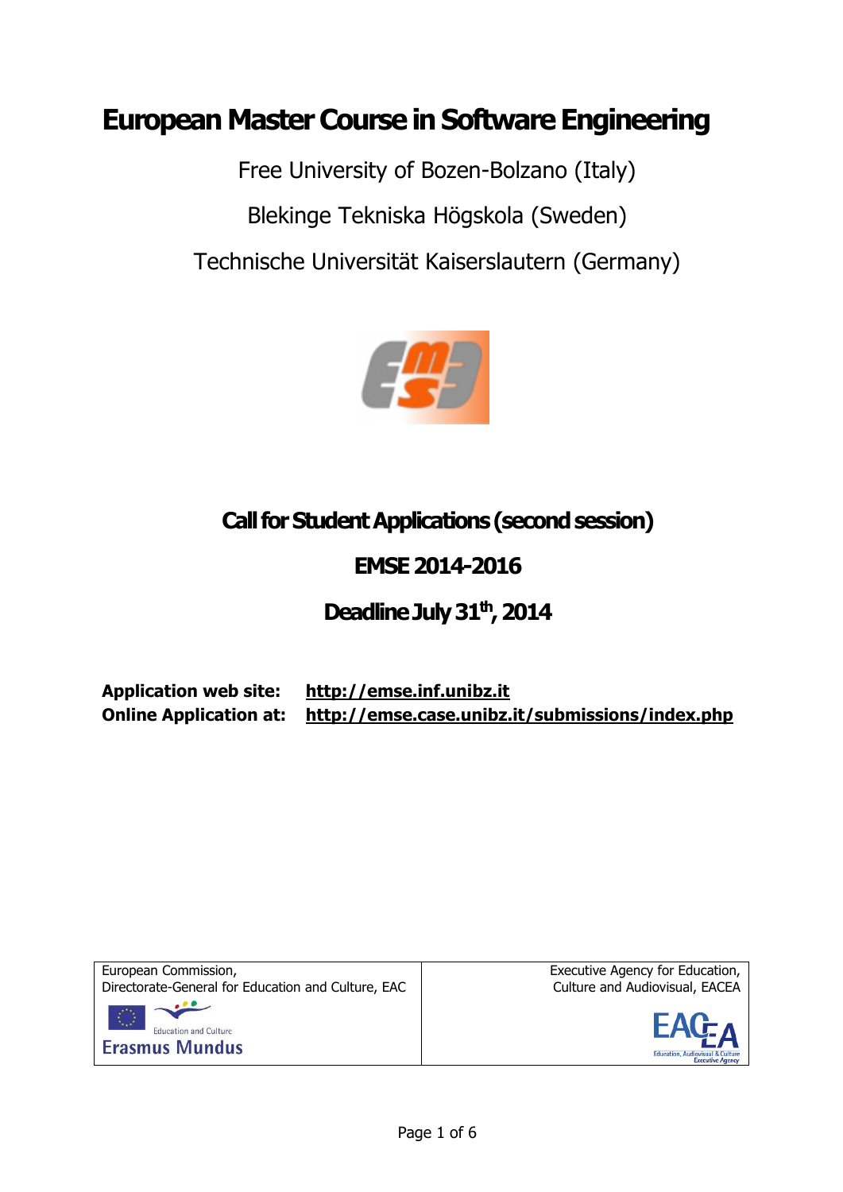# European Master Course in Software Engineering

Free University of Bozen-Bolzano (Italy)

Blekinge Tekniska Högskola (Sweden)

Technische Universität Kaiserslautern (Germany)

## Call for Student Applications (second session)

## EMSE 2014-2016

## Deadline July 31th, 2014

**Application web site:** **http://emse.inf.unibz.it**
**Online Application at:** **http://emse.case.unibz.it/submissions/index.php**

| European Commission, Directorate-General for Education and Culture, EAC | Executive Agency for Education, Culture and Audiovisual, EACEA |
| --- | --- |
| Education and Culture Erasmus Mundus | EACEA Education, Audiovisual & Culture Executive Agency |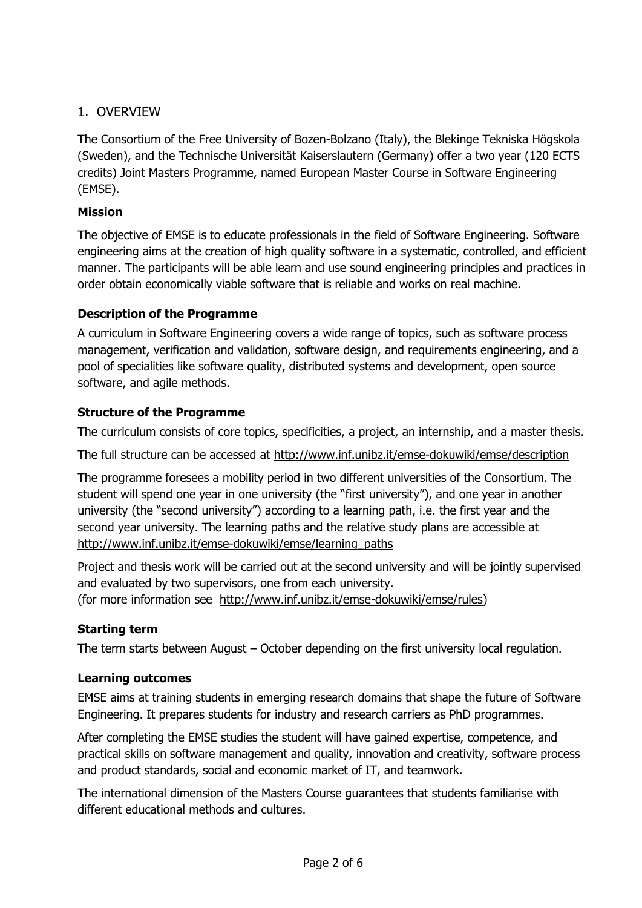## 1. OVERVIEW

The Consortium of the Free University of Bozen-Bolzano (Italy), the Blekinge Tekniska Högskola (Sweden), and the Technische Universität Kaiserslautern (Germany) offer a two year (120 ECTS credits) Joint Masters Programme, named European Master Course in Software Engineering (EMSE).

### Mission

The objective of EMSE is to educate professionals in the field of Software Engineering. Software engineering aims at the creation of high quality software in a systematic, controlled, and efficient manner. The participants will be able learn and use sound engineering principles and practices in order obtain economically viable software that is reliable and works on real machine.

### Description of the Programme

A curriculum in Software Engineering covers a wide range of topics, such as software process management, verification and validation, software design, and requirements engineering, and a pool of specialities like software quality, distributed systems and development, open source software, and agile methods.

### Structure of the Programme

The curriculum consists of core topics, specificities, a project, an internship, and a master thesis.

The full structure can be accessed at http://www.inf.unibz.it/emse-dokuwiki/emse/description

The programme foresees a mobility period in two different universities of the Consortium. The student will spend one year in one university (the "first university"), and one year in another university (the "second university") according to a learning path, i.e. the first year and the second year university. The learning paths and the relative study plans are accessible at http://www.inf.unibz.it/emse-dokuwiki/emse/learning_paths

Project and thesis work will be carried out at the second university and will be jointly supervised and evaluated by two supervisors, one from each university.
(for more information see http://www.inf.unibz.it/emse-dokuwiki/emse/rules)

### Starting term

The term starts between August – October depending on the first university local regulation.

### Learning outcomes

EMSE aims at training students in emerging research domains that shape the future of Software Engineering. It prepares students for industry and research carriers as PhD programmes.

After completing the EMSE studies the student will have gained expertise, competence, and practical skills on software management and quality, innovation and creativity, software process and product standards, social and economic market of IT, and teamwork.

The international dimension of the Masters Course guarantees that students familiarise with different educational methods and cultures.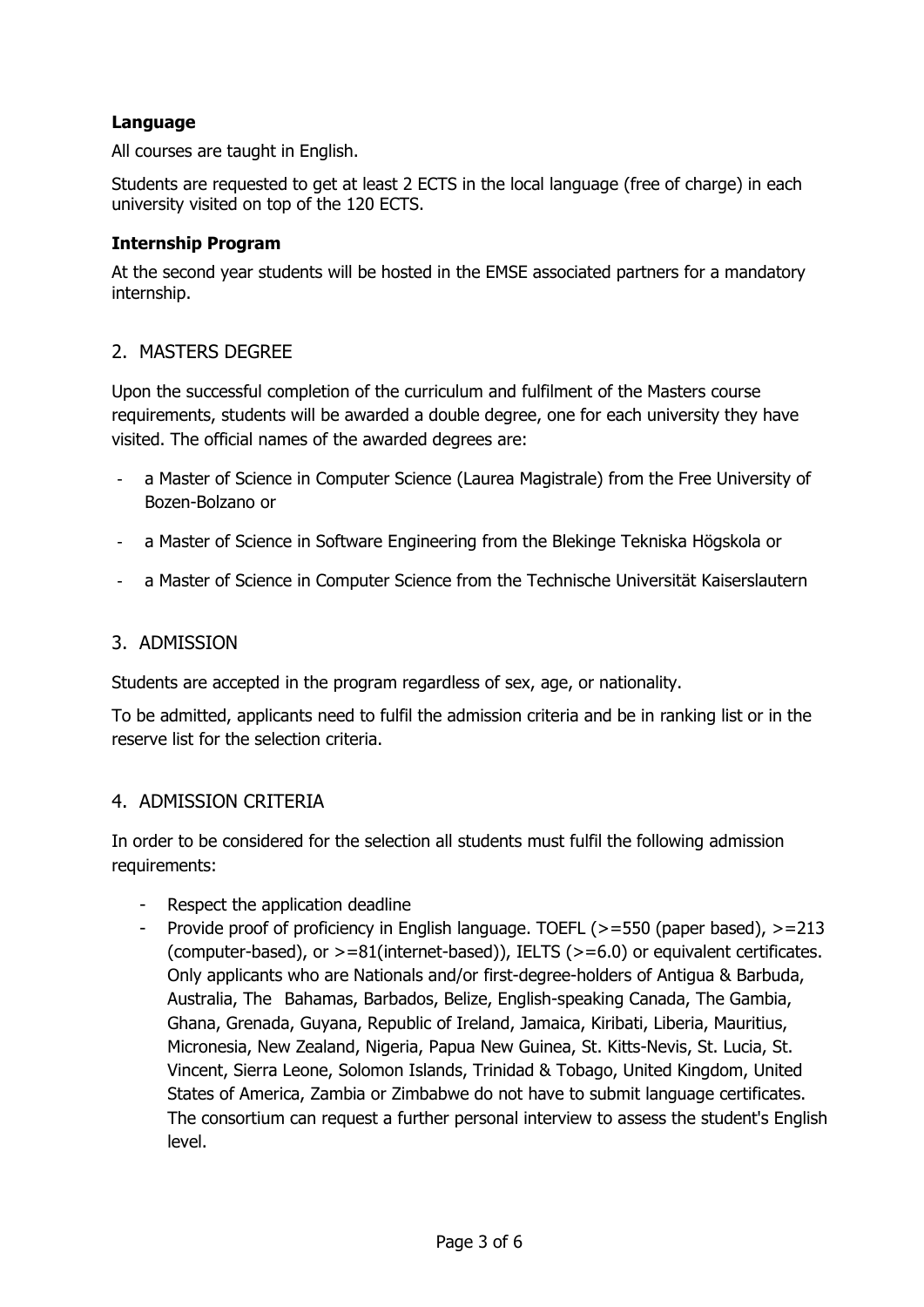**Language**

All courses are taught in English.

Students are requested to get at least 2 ECTS in the local language (free of charge) in each university visited on top of the 120 ECTS.

**Internship Program**

At the second year students will be hosted in the EMSE associated partners for a mandatory internship.

## 2. MASTERS DEGREE

Upon the successful completion of the curriculum and fulfilment of the Masters course requirements, students will be awarded a double degree, one for each university they have visited. The official names of the awarded degrees are:

- a Master of Science in Computer Science (Laurea Magistrale) from the Free University of Bozen-Bolzano or
- a Master of Science in Software Engineering from the Blekinge Tekniska Högskola or
- a Master of Science in Computer Science from the Technische Universität Kaiserslautern

## 3. ADMISSION

Students are accepted in the program regardless of sex, age, or nationality.

To be admitted, applicants need to fulfil the admission criteria and be in ranking list or in the reserve list for the selection criteria.

## 4. ADMISSION CRITERIA

In order to be considered for the selection all students must fulfil the following admission requirements:

- Respect the application deadline
- Provide proof of proficiency in English language. TOEFL (>=550 (paper based), >=213 (computer-based), or >=81(internet-based)), IELTS (>=6.0) or equivalent certificates. Only applicants who are Nationals and/or first-degree-holders of Antigua & Barbuda, Australia, The Bahamas, Barbados, Belize, English-speaking Canada, The Gambia, Ghana, Grenada, Guyana, Republic of Ireland, Jamaica, Kiribati, Liberia, Mauritius, Micronesia, New Zealand, Nigeria, Papua New Guinea, St. Kitts-Nevis, St. Lucia, St. Vincent, Sierra Leone, Solomon Islands, Trinidad & Tobago, United Kingdom, United States of America, Zambia or Zimbabwe do not have to submit language certificates. The consortium can request a further personal interview to assess the student's English level.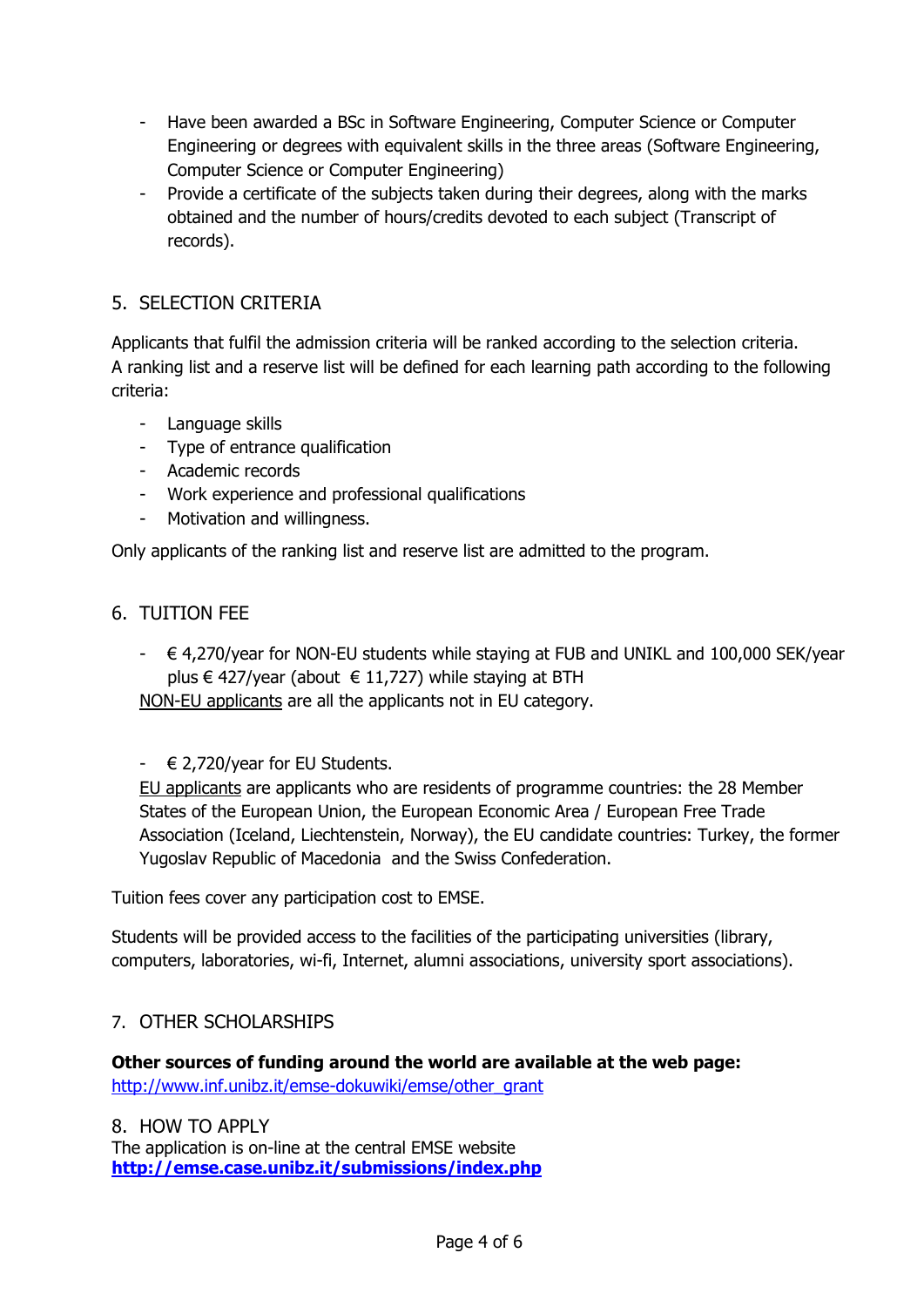- Have been awarded a BSc in Software Engineering, Computer Science or Computer Engineering or degrees with equivalent skills in the three areas (Software Engineering, Computer Science or Computer Engineering)
- Provide a certificate of the subjects taken during their degrees, along with the marks obtained and the number of hours/credits devoted to each subject (Transcript of records).

## 5. SELECTION CRITERIA

Applicants that fulfil the admission criteria will be ranked according to the selection criteria. A ranking list and a reserve list will be defined for each learning path according to the following criteria:

- Language skills
- Type of entrance qualification
- Academic records
- Work experience and professional qualifications
- Motivation and willingness.

Only applicants of the ranking list and reserve list are admitted to the program.

## 6. TUITION FEE

- € 4,270/year for NON-EU students while staying at FUB and UNIKL and 100,000 SEK/year plus € 427/year (about € 11,727) while staying at BTH

NON-EU applicants are all the applicants not in EU category.

- € 2,720/year for EU Students.

EU applicants are applicants who are residents of programme countries: the 28 Member States of the European Union, the European Economic Area / European Free Trade Association (Iceland, Liechtenstein, Norway), the EU candidate countries: Turkey, the former Yugoslav Republic of Macedonia and the Swiss Confederation.

Tuition fees cover any participation cost to EMSE.

Students will be provided access to the facilities of the participating universities (library, computers, laboratories, wi-fi, Internet, alumni associations, university sport associations).

## 7. OTHER SCHOLARSHIPS

**Other sources of funding around the world are available at the web page:**
http://www.inf.unibz.it/emse-dokuwiki/emse/other_grant

## 8. HOW TO APPLY

The application is on-line at the central EMSE website
**http://emse.case.unibz.it/submissions/index.php**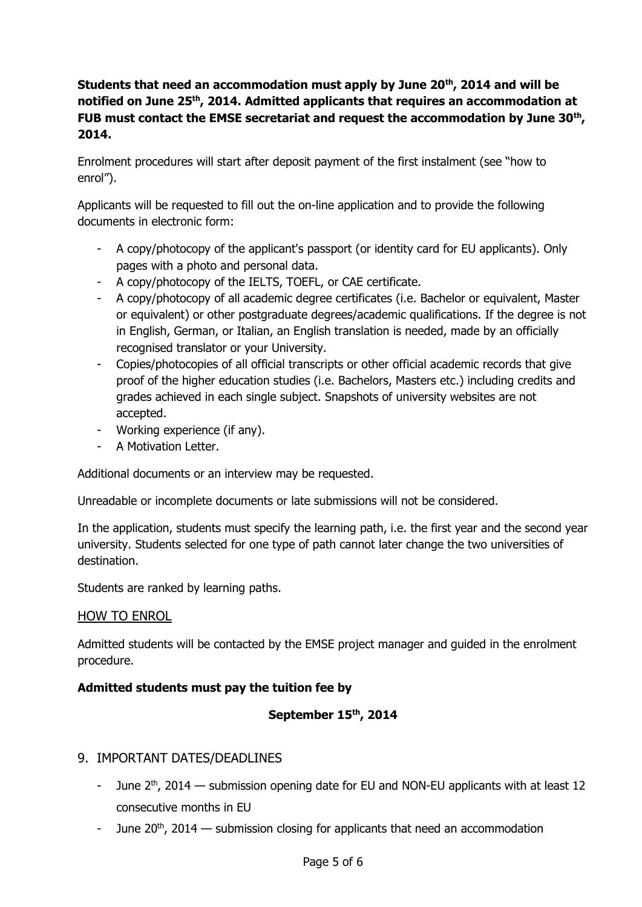**Students that need an accommodation must apply by June 20th, 2014 and will be notified on June 25th, 2014. Admitted applicants that requires an accommodation at FUB must contact the EMSE secretariat and request the accommodation by June 30th, 2014.**

Enrolment procedures will start after deposit payment of the first instalment (see "how to enrol").

Applicants will be requested to fill out the on-line application and to provide the following documents in electronic form:

- A copy/photocopy of the applicant's passport (or identity card for EU applicants). Only pages with a photo and personal data.
- A copy/photocopy of the IELTS, TOEFL, or CAE certificate.
- A copy/photocopy of all academic degree certificates (i.e. Bachelor or equivalent, Master or equivalent) or other postgraduate degrees/academic qualifications. If the degree is not in English, German, or Italian, an English translation is needed, made by an officially recognised translator or your University.
- Copies/photocopies of all official transcripts or other official academic records that give proof of the higher education studies (i.e. Bachelors, Masters etc.) including credits and grades achieved in each single subject. Snapshots of university websites are not accepted.
- Working experience (if any).
- A Motivation Letter.

Additional documents or an interview may be requested.

Unreadable or incomplete documents or late submissions will not be considered.

In the application, students must specify the learning path, i.e. the first year and the second year university. Students selected for one type of path cannot later change the two universities of destination.

Students are ranked by learning paths.

HOW TO ENROL

Admitted students will be contacted by the EMSE project manager and guided in the enrolment procedure.

**Admitted students must pay the tuition fee by**

**September 15th, 2014**

## 9. IMPORTANT DATES/DEADLINES

- June 2th, 2014 — submission opening date for EU and NON-EU applicants with at least 12 consecutive months in EU
- June 20th, 2014 — submission closing for applicants that need an accommodation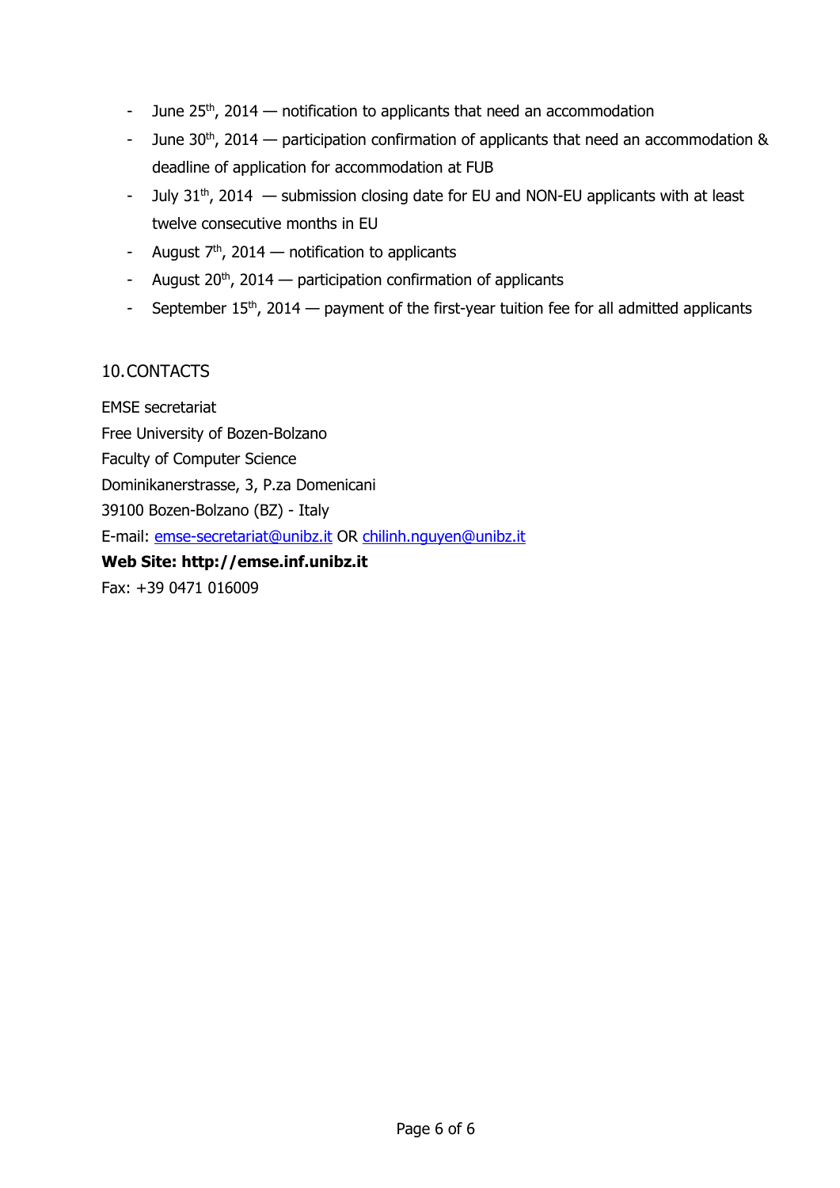- June 25th, 2014 — notification to applicants that need an accommodation
- June 30th, 2014 — participation confirmation of applicants that need an accommodation & deadline of application for accommodation at FUB
- July 31st, 2014 — submission closing date for EU and NON-EU applicants with at least twelve consecutive months in EU
- August 7th, 2014 — notification to applicants
- August 20th, 2014 — participation confirmation of applicants
- September 15th, 2014 — payment of the first-year tuition fee for all admitted applicants

## 10. CONTACTS

EMSE secretariat
Free University of Bozen-Bolzano
Faculty of Computer Science
Dominikanerstrasse, 3, P.za Domenicani
39100 Bozen-Bolzano (BZ) - Italy
E-mail: emse-secretariat@unibz.it OR chilinh.nguyen@unibz.it
**Web Site: http://emse.inf.unibz.it**
Fax: +39 0471 016009